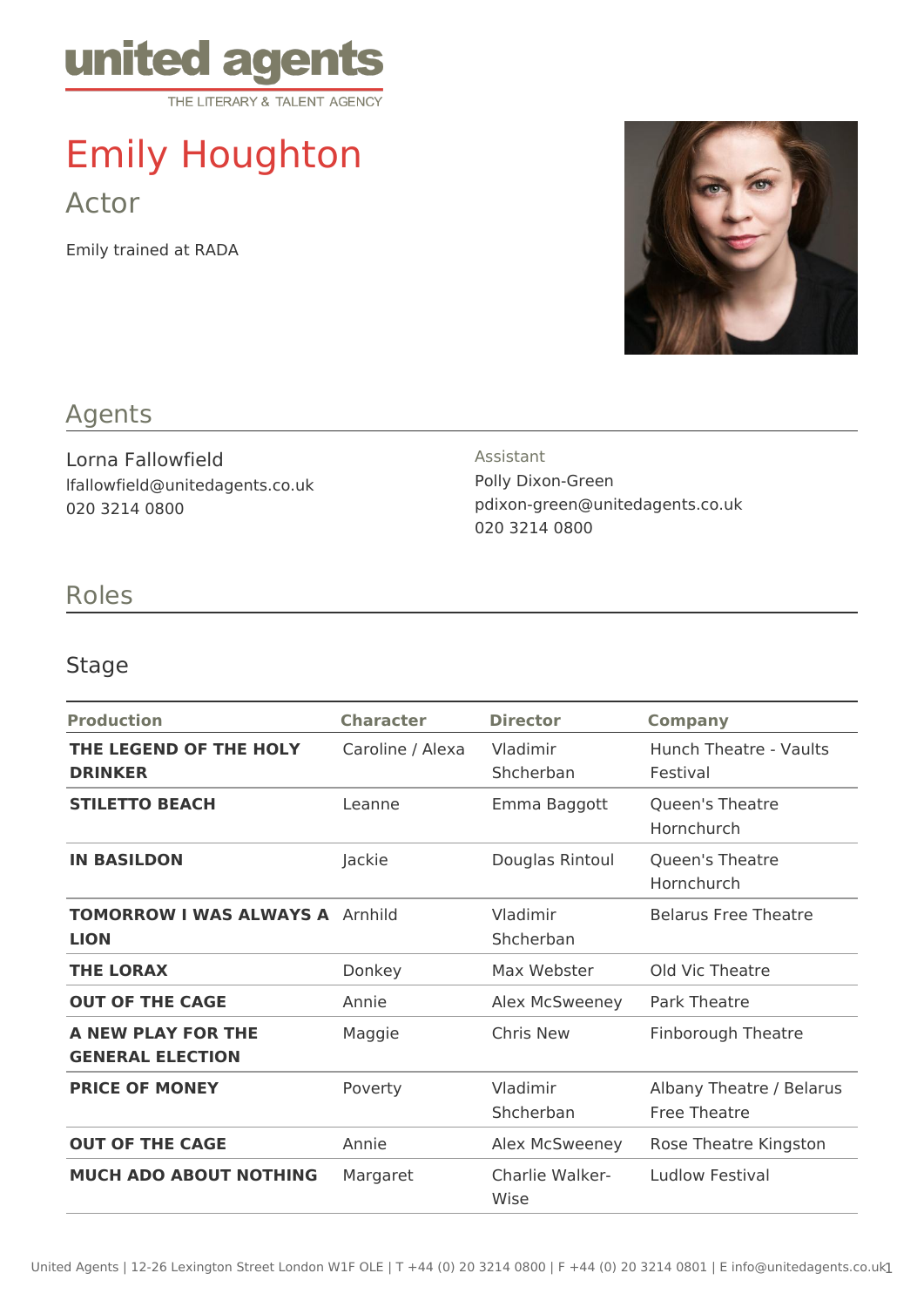united agents
THE LITERARY & TALENT AGENCY

# Emily Houghton

## Actor

Emily trained at RADA

## Agents

Lorna Fallowfield
lfallowfield@unitedagents.co.uk
020 3214 0800

Assistant
Polly Dixon-Green
pdixon-green@unitedagents.co.uk
020 3214 0800

## Roles

### Stage

| Production | Character | Director | Company |
| --- | --- | --- | --- |
| **THE LEGEND OF THE HOLY DRINKER** | Caroline / Alexa | Vladimir Shcherban | Hunch Theatre - Vaults Festival |
| **STILETTO BEACH** | Leanne | Emma Baggott | Queen's Theatre Hornchurch |
| **IN BASILDON** | Jackie | Douglas Rintoul | Queen's Theatre Hornchurch |
| **TOMORROW I WAS ALWAYS A LION** | Arnhild | Vladimir Shcherban | Belarus Free Theatre |
| **THE LORAX** | Donkey | Max Webster | Old Vic Theatre |
| **OUT OF THE CAGE** | Annie | Alex McSweeney | Park Theatre |
| **A NEW PLAY FOR THE GENERAL ELECTION** | Maggie | Chris New | Finborough Theatre |
| **PRICE OF MONEY** | Poverty | Vladimir Shcherban | Albany Theatre / Belarus Free Theatre |
| **OUT OF THE CAGE** | Annie | Alex McSweeney | Rose Theatre Kingston |
| **MUCH ADO ABOUT NOTHING** | Margaret | Charlie Walker-Wise | Ludlow Festival |

United Agents | 12-26 Lexington Street London W1F OLE | T +44 (0) 20 3214 0800 | F +44 (0) 20 3214 0801 | E info@unitedagents.co.uk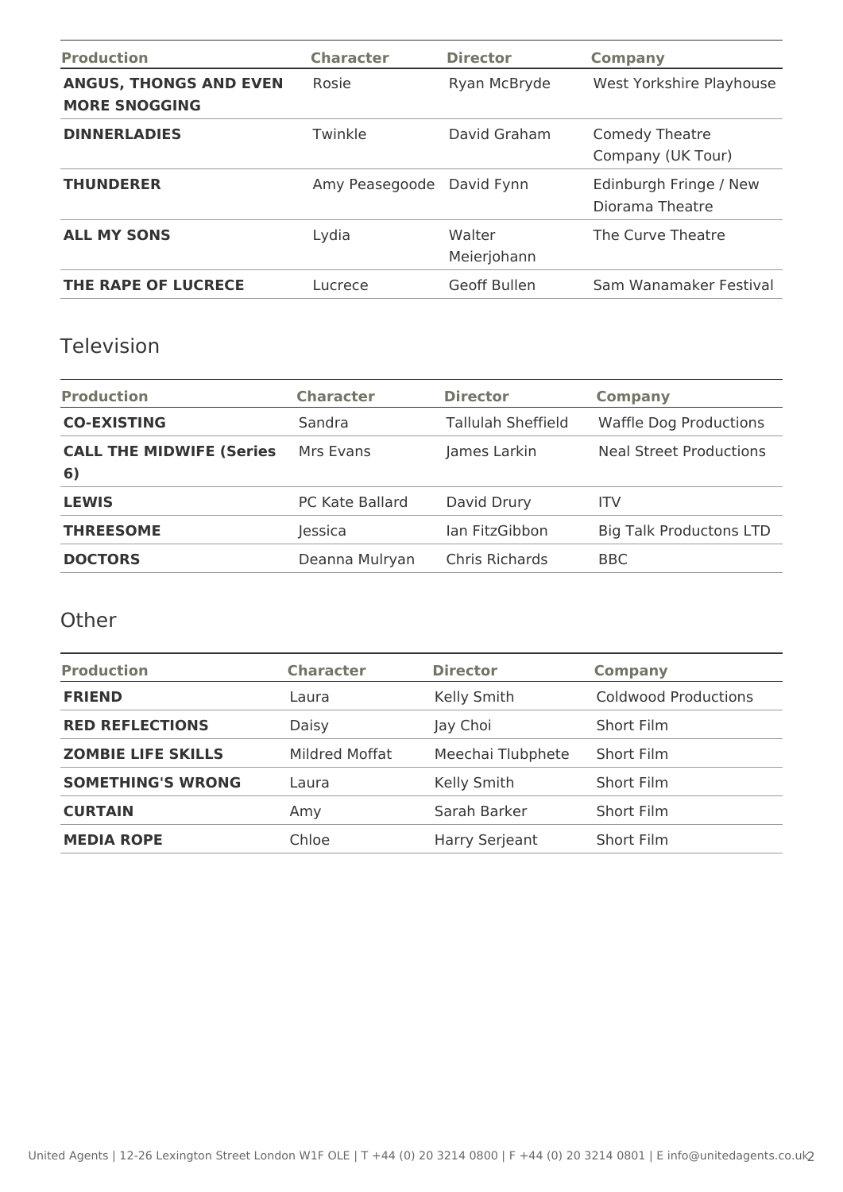| Production | Character | Director | Company |
|---|---|---|---|
| **ANGUS, THONGS AND EVEN MORE SNOGGING** | Rosie | Ryan McBryde | West Yorkshire Playhouse |
| **DINNERLADIES** | Twinkle | David Graham | Comedy Theatre Company (UK Tour) |
| **THUNDERER** | Amy Peasegoode | David Fynn | Edinburgh Fringe / New Diorama Theatre |
| **ALL MY SONS** | Lydia | Walter Meierjohann | The Curve Theatre |
| **THE RAPE OF LUCRECE** | Lucrece | Geoff Bullen | Sam Wanamaker Festival |

## Television

| Production | Character | Director | Company |
|---|---|---|---|
| **CO-EXISTING** | Sandra | Tallulah Sheffield | Waffle Dog Productions |
| **CALL THE MIDWIFE (Series 6)** | Mrs Evans | James Larkin | Neal Street Productions |
| **LEWIS** | PC Kate Ballard | David Drury | ITV |
| **THREESOME** | Jessica | Ian FitzGibbon | Big Talk Productons LTD |
| **DOCTORS** | Deanna Mulryan | Chris Richards | BBC |

## Other

| Production | Character | Director | Company |
|---|---|---|---|
| **FRIEND** | Laura | Kelly Smith | Coldwood Productions |
| **RED REFLECTIONS** | Daisy | Jay Choi | Short Film |
| **ZOMBIE LIFE SKILLS** | Mildred Moffat | Meechai Tlubphete | Short Film |
| **SOMETHING'S WRONG** | Laura | Kelly Smith | Short Film |
| **CURTAIN** | Amy | Sarah Barker | Short Film |
| **MEDIA ROPE** | Chloe | Harry Serjeant | Short Film |